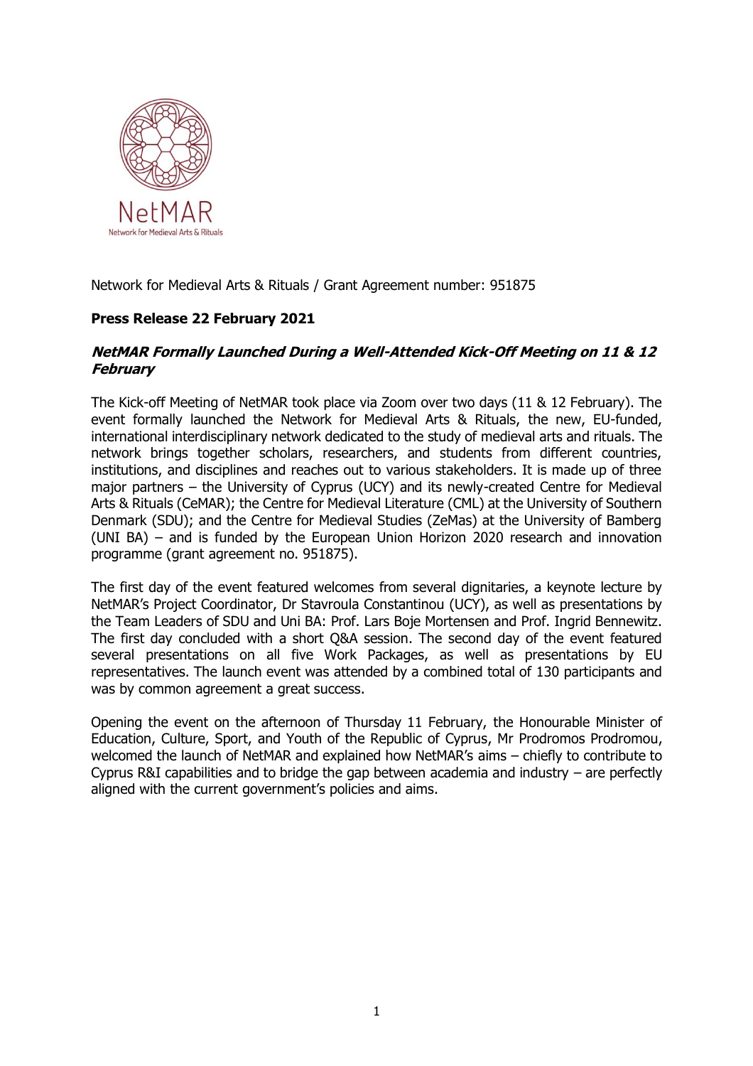NetMAR

Network for Medieval Arts & Rituals

Network for Medieval Arts & Rituals / Grant Agreement number: 951875

**Press Release 22 February 2021**

***NetMAR Formally Launched During a Well-Attended Kick-Off Meeting on 11 & 12 February***

The Kick-off Meeting of NetMAR took place via Zoom over two days (11 & 12 February). The event formally launched the Network for Medieval Arts & Rituals, the new, EU-funded, international interdisciplinary network dedicated to the study of medieval arts and rituals. The network brings together scholars, researchers, and students from different countries, institutions, and disciplines and reaches out to various stakeholders. It is made up of three major partners – the University of Cyprus (UCY) and its newly-created Centre for Medieval Arts & Rituals (CeMAR); the Centre for Medieval Literature (CML) at the University of Southern Denmark (SDU); and the Centre for Medieval Studies (ZeMas) at the University of Bamberg (UNI BA) – and is funded by the European Union Horizon 2020 research and innovation programme (grant agreement no. 951875).

The first day of the event featured welcomes from several dignitaries, a keynote lecture by NetMAR's Project Coordinator, Dr Stavroula Constantinou (UCY), as well as presentations by the Team Leaders of SDU and Uni BA: Prof. Lars Boje Mortensen and Prof. Ingrid Bennewitz. The first day concluded with a short Q&A session. The second day of the event featured several presentations on all five Work Packages, as well as presentations by EU representatives. The launch event was attended by a combined total of 130 participants and was by common agreement a great success.

Opening the event on the afternoon of Thursday 11 February, the Honourable Minister of Education, Culture, Sport, and Youth of the Republic of Cyprus, Mr Prodromos Prodromou, welcomed the launch of NetMAR and explained how NetMAR's aims – chiefly to contribute to Cyprus R&I capabilities and to bridge the gap between academia and industry – are perfectly aligned with the current government's policies and aims.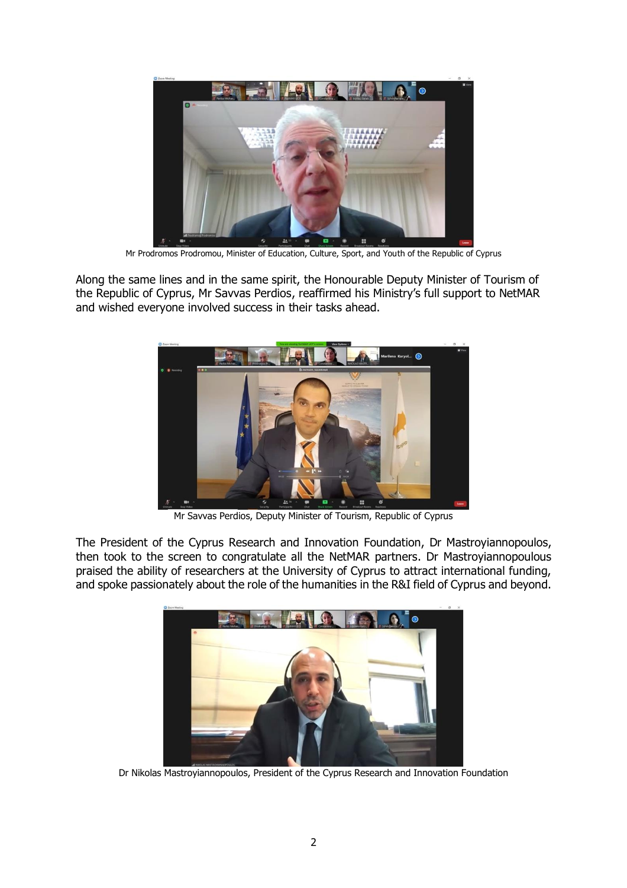Mr Prodromos Prodromou, Minister of Education, Culture, Sport, and Youth of the Republic of Cyprus

Along the same lines and in the same spirit, the Honourable Deputy Minister of Tourism of the Republic of Cyprus, Mr Savvas Perdios, reaffirmed his Ministry's full support to NetMAR and wished everyone involved success in their tasks ahead.

Mr Savvas Perdios, Deputy Minister of Tourism, Republic of Cyprus

The President of the Cyprus Research and Innovation Foundation, Dr Mastroyiannopoulos, then took to the screen to congratulate all the NetMAR partners. Dr Mastroyiannopoulous praised the ability of researchers at the University of Cyprus to attract international funding, and spoke passionately about the role of the humanities in the R&I field of Cyprus and beyond.

Dr Nikolas Mastroyiannopoulos, President of the Cyprus Research and Innovation Foundation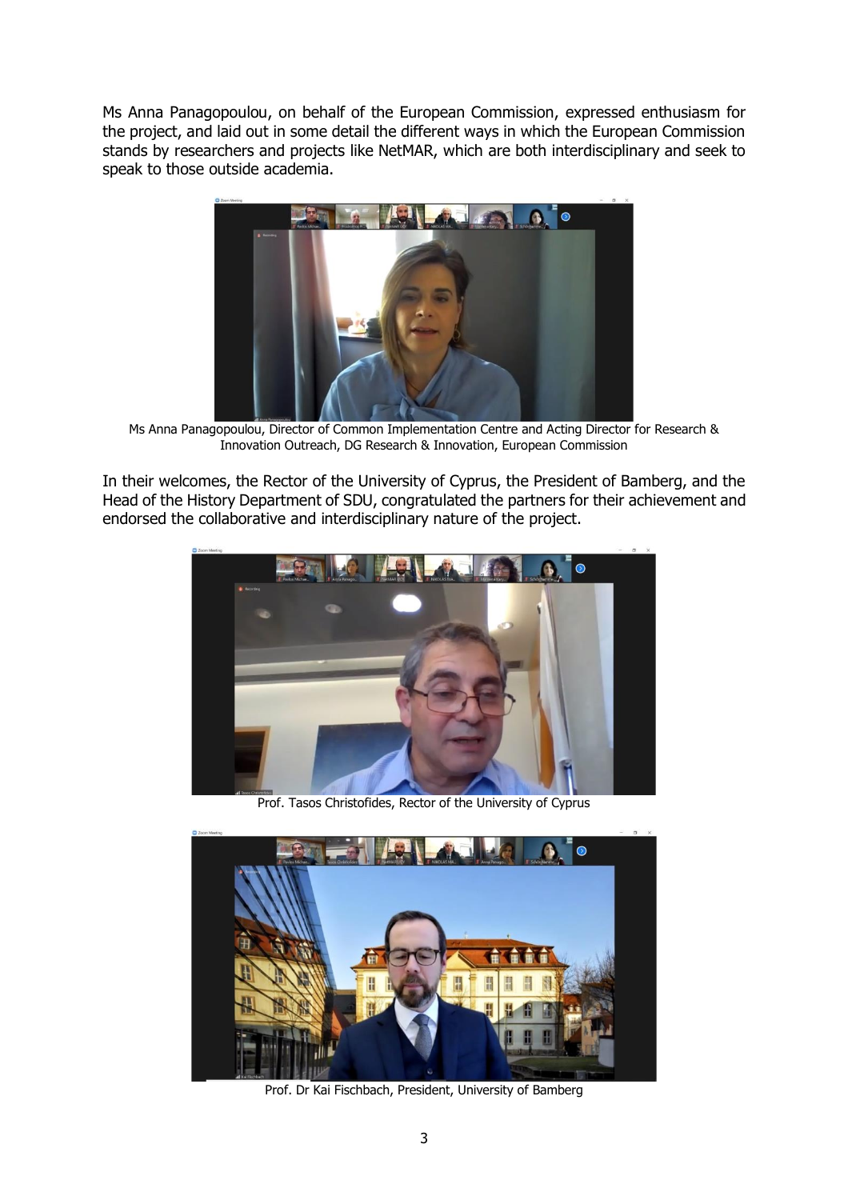Ms Anna Panagopoulou, on behalf of the European Commission, expressed enthusiasm for the project, and laid out in some detail the different ways in which the European Commission stands by researchers and projects like NetMAR, which are both interdisciplinary and seek to speak to those outside academia.

Ms Anna Panagopoulou, Director of Common Implementation Centre and Acting Director for Research & Innovation Outreach, DG Research & Innovation, European Commission

In their welcomes, the Rector of the University of Cyprus, the President of Bamberg, and the Head of the History Department of SDU, congratulated the partners for their achievement and endorsed the collaborative and interdisciplinary nature of the project.

Prof. Tasos Christofides, Rector of the University of Cyprus

Prof. Dr Kai Fischbach, President, University of Bamberg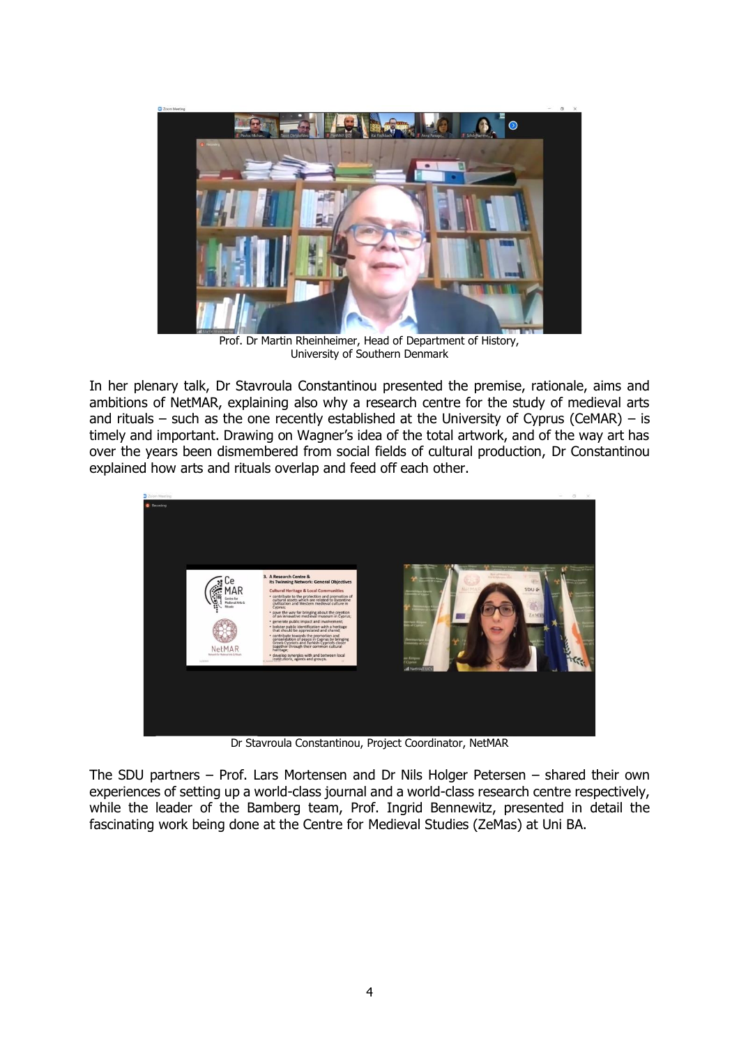Prof. Dr Martin Rheinheimer, Head of Department of History, University of Southern Denmark

In her plenary talk, Dr Stavroula Constantinou presented the premise, rationale, aims and ambitions of NetMAR, explaining also why a research centre for the study of medieval arts and rituals – such as the one recently established at the University of Cyprus (CeMAR) – is timely and important. Drawing on Wagner's idea of the total artwork, and of the way art has over the years been dismembered from social fields of cultural production, Dr Constantinou explained how arts and rituals overlap and feed off each other.

Dr Stavroula Constantinou, Project Coordinator, NetMAR

The SDU partners – Prof. Lars Mortensen and Dr Nils Holger Petersen – shared their own experiences of setting up a world-class journal and a world-class research centre respectively, while the leader of the Bamberg team, Prof. Ingrid Bennewitz, presented in detail the fascinating work being done at the Centre for Medieval Studies (ZeMas) at Uni BA.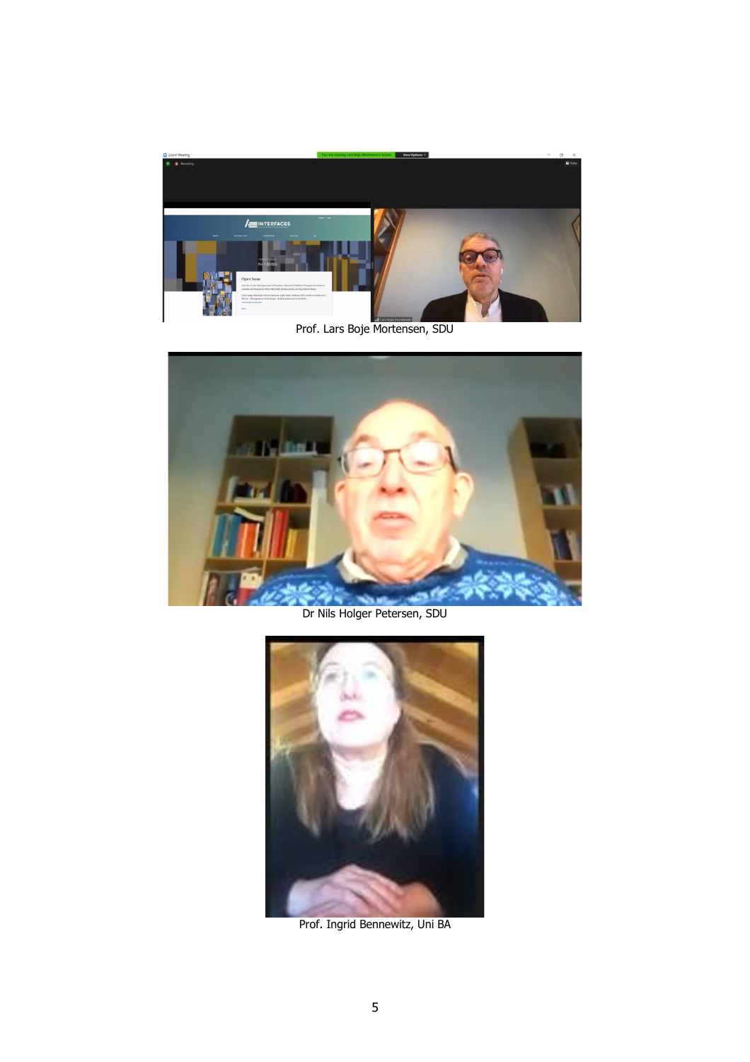Prof. Lars Boje Mortensen, SDU

Dr Nils Holger Petersen, SDU

Prof. Ingrid Bennewitz, Uni BA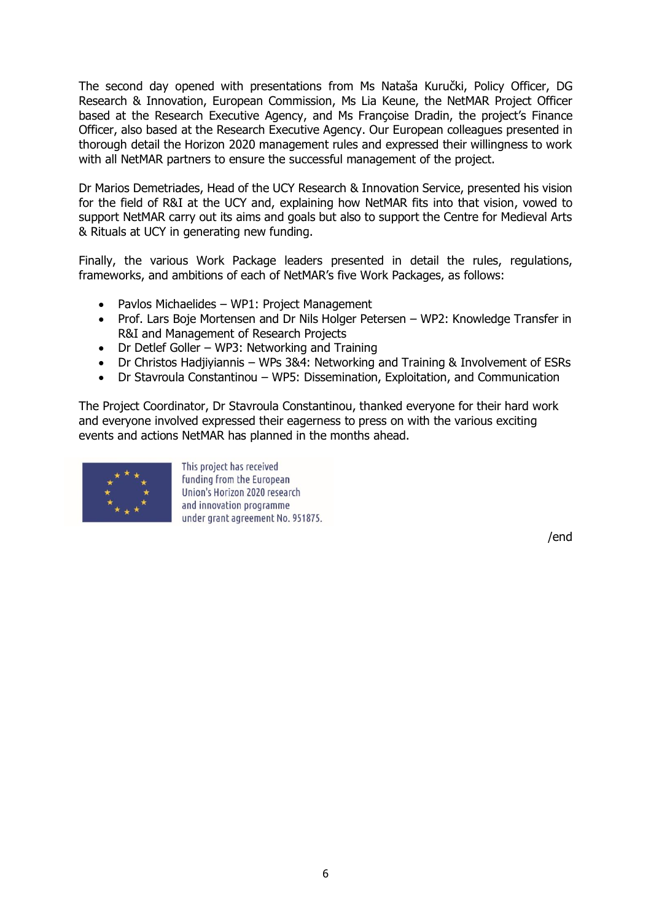The second day opened with presentations from Ms Nataša Kuručki, Policy Officer, DG Research & Innovation, European Commission, Ms Lia Keune, the NetMAR Project Officer based at the Research Executive Agency, and Ms Françoise Dradin, the project's Finance Officer, also based at the Research Executive Agency. Our European colleagues presented in thorough detail the Horizon 2020 management rules and expressed their willingness to work with all NetMAR partners to ensure the successful management of the project.

Dr Marios Demetriades, Head of the UCY Research & Innovation Service, presented his vision for the field of R&I at the UCY and, explaining how NetMAR fits into that vision, vowed to support NetMAR carry out its aims and goals but also to support the Centre for Medieval Arts & Rituals at UCY in generating new funding.

Finally, the various Work Package leaders presented in detail the rules, regulations, frameworks, and ambitions of each of NetMAR's five Work Packages, as follows:

- Pavlos Michaelides – WP1: Project Management
- Prof. Lars Boje Mortensen and Dr Nils Holger Petersen – WP2: Knowledge Transfer in R&I and Management of Research Projects
- Dr Detlef Goller – WP3: Networking and Training
- Dr Christos Hadjiyiannis – WPs 3&4: Networking and Training & Involvement of ESRs
- Dr Stavroula Constantinou – WP5: Dissemination, Exploitation, and Communication

The Project Coordinator, Dr Stavroula Constantinou, thanked everyone for their hard work and everyone involved expressed their eagerness to press on with the various exciting events and actions NetMAR has planned in the months ahead.

This project has received funding from the European Union's Horizon 2020 research and innovation programme under grant agreement No. 951875.

/end